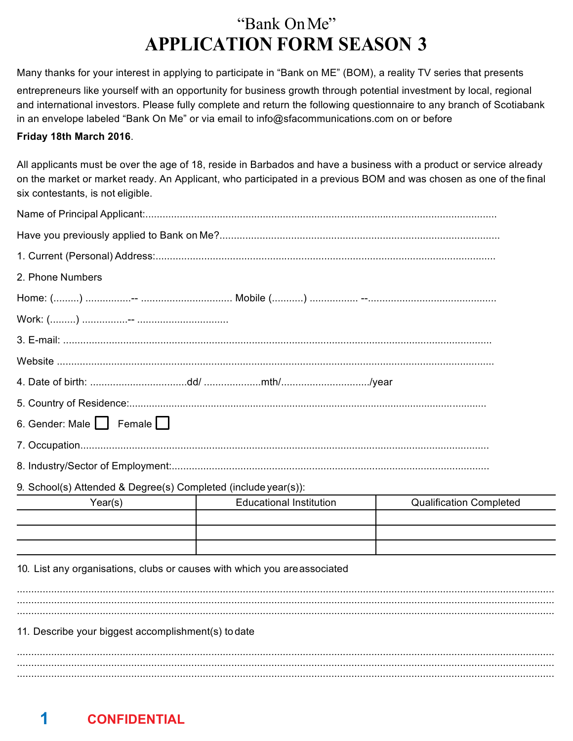# "Bank On Me"

# APPLICATION FORM SEASON 3

Many thanks for your interest in applying to participate in "Bank on ME" (BOM), a reality TV series that presents entrepreneurs like yourself with an opportunity for business growth through potential investment by local, regional and international investors. Please fully complete and return the following questionnaire to any branch of Scotiabank in an envelope labeled "Bank On Me" or via email to info@sfacommunications.com on or before

**Friday 18th March 2016**.

All applicants must be over the age of 18, reside in Barbados and have a business with a product or service already on the market or market ready. An Applicant, who participated in a previous BOM and was chosen as one of the final six contestants, is not eligible.

Name of Principal Applicant:..........................................................................................................................

Have you previously applied to Bank on Me?.................................................................................................

1. Current (Personal) Address:.......................................................................................................................

2. Phone Numbers

Home: (.........) ................-- ................................ Mobile (...........) ................. --............................................

Work: (.........) ................-- ................................

3. E-mail: ......................................................................................................................................................

Website ..........................................................................................................................................................

4. Date of birth: ..................................dd/ ....................mth/.............................../year

5. Country of Residence:...............................................................................................................................

6. Gender: Male ☐ Female ☐

7. Occupation...............................................................................................................................................

8. Industry/Sector of Employment:................................................................................................................

9. School(s) Attended & Degree(s) Completed (include year(s)):

| Year(s) | Educational Institution | Qualification Completed |
|---|---|---|
| | | |
| | | |
| | | |

10. List any organisations, clubs or causes with which you are associated

...................................................................................................................................................................................
...................................................................................................................................................................................
...................................................................................................................................................................................

11. Describe your biggest accomplishment(s) to date

...................................................................................................................................................................................
...................................................................................................................................................................................
...................................................................................................................................................................................

**CONFIDENTIAL**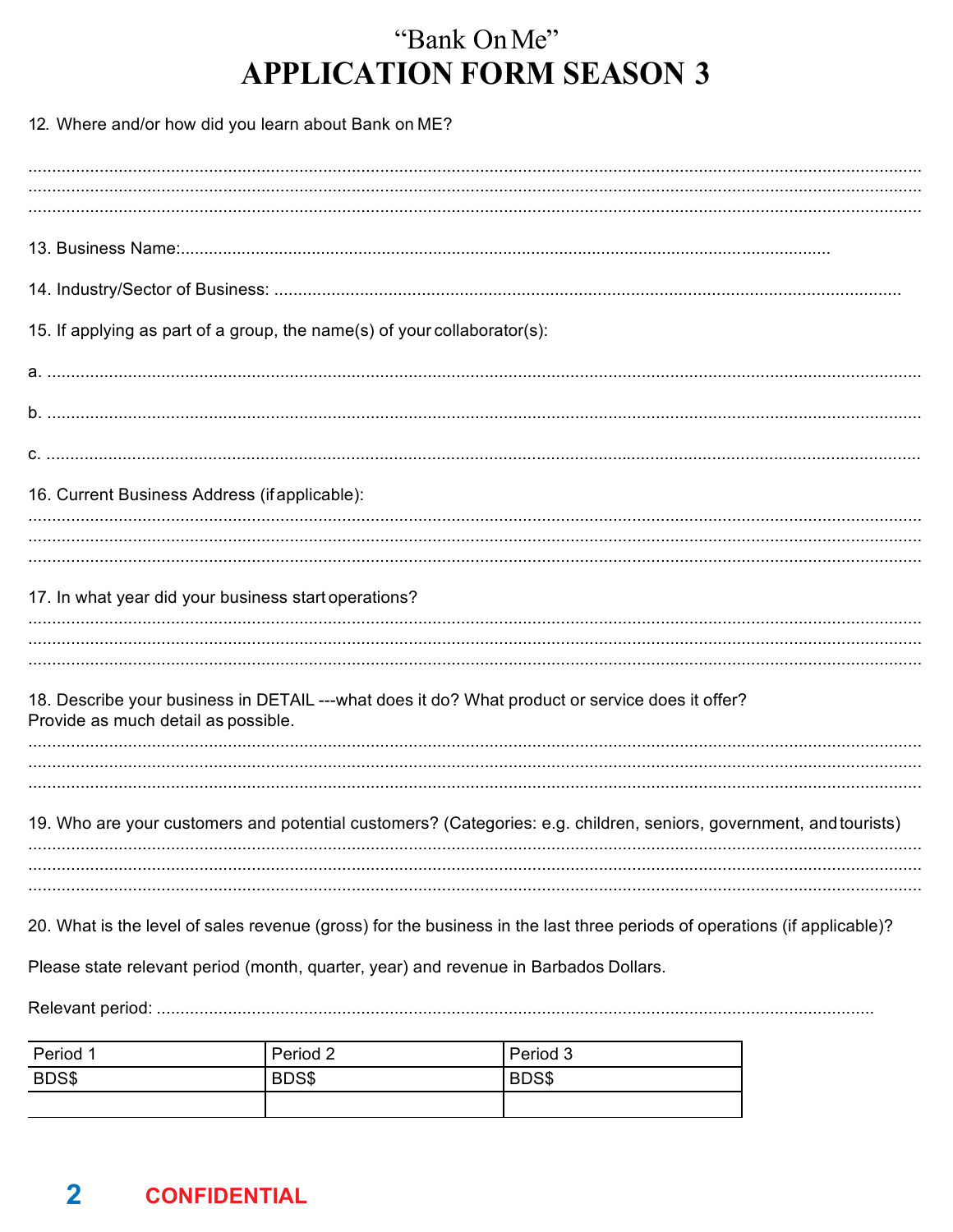# "Bank On Me"

# APPLICATION FORM SEASON 3

12. Where and/or how did you learn about Bank on ME?

.............................................................................................................................................................................

.............................................................................................................................................................................

.............................................................................................................................................................................

13. Business Name:..........................................................................................................................................

14. Industry/Sector of Business: ....................................................................................................................

15. If applying as part of a group, the name(s) of your collaborator(s):

a. ..........................................................................................................................................................................

b. ..........................................................................................................................................................................

c. ..........................................................................................................................................................................

16. Current Business Address (if applicable):

.............................................................................................................................................................................

.............................................................................................................................................................................

.............................................................................................................................................................................

17. In what year did your business start operations?

.............................................................................................................................................................................

.............................................................................................................................................................................

.............................................................................................................................................................................

18. Describe your business in DETAIL ---what does it do? What product or service does it offer? Provide as much detail as possible.

.............................................................................................................................................................................

.............................................................................................................................................................................

.............................................................................................................................................................................

19. Who are your customers and potential customers? (Categories: e.g. children, seniors, government, and tourists)

.............................................................................................................................................................................

.............................................................................................................................................................................

.............................................................................................................................................................................

20. What is the level of sales revenue (gross) for the business in the last three periods of operations (if applicable)?

Please state relevant period (month, quarter, year) and revenue in Barbados Dollars.

Relevant period: .......................................................................................................................................

| Period 1 | Period 2 | Period 3 |
| --- | --- | --- |
| BDS$ | BDS$ | BDS$ |
| | | |

**CONFIDENTIAL**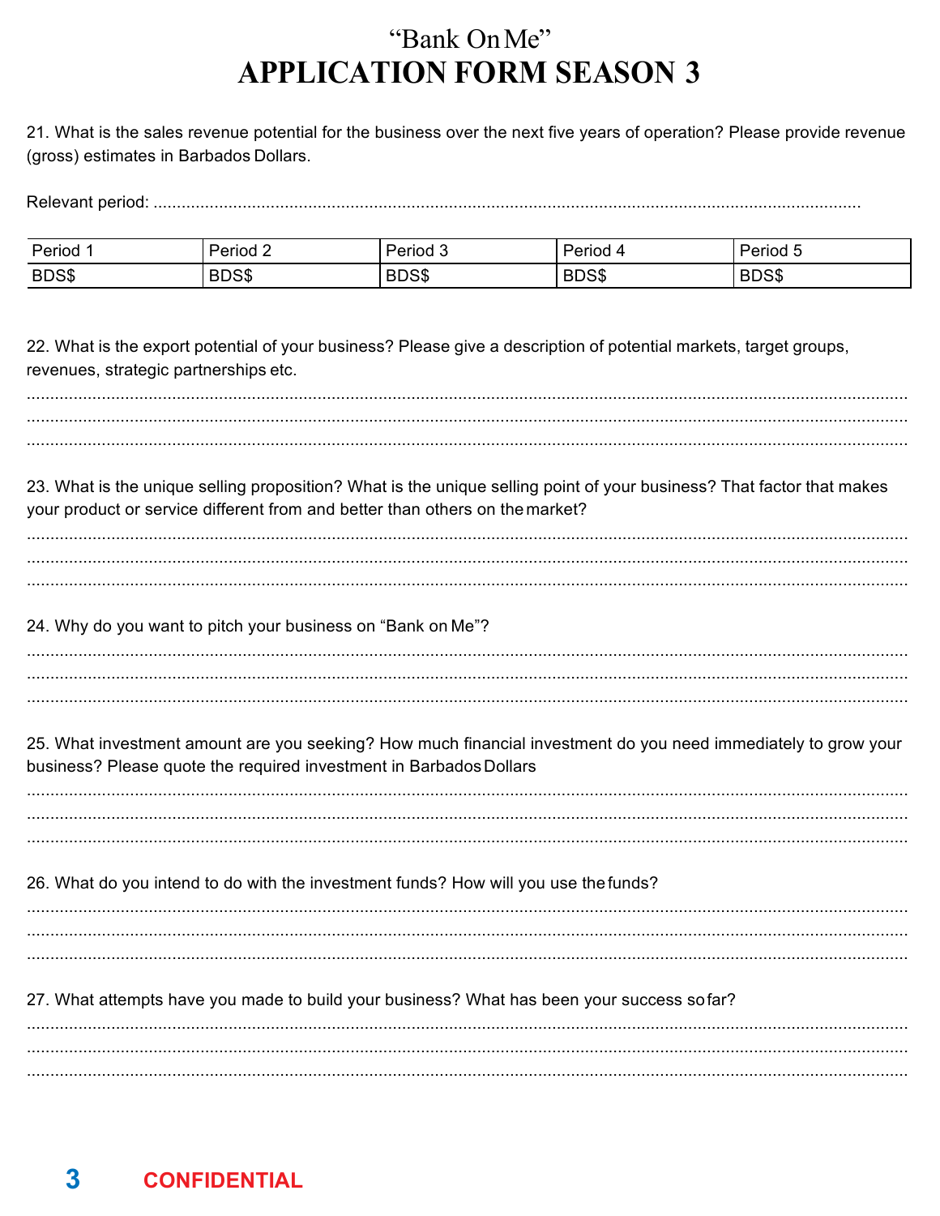“Bank On Me”

# APPLICATION FORM SEASON 3

21. What is the sales revenue potential for the business over the next five years of operation? Please provide revenue (gross) estimates in Barbados Dollars.

Relevant period: .......................................................................................................................................

| Period 1 | Period 2 | Period 3 | Period 4 | Period 5 |
|---|---|---|---|---|
| BDS$ | BDS$ | BDS$ | BDS$ | BDS$ |

22. What is the export potential of your business? Please give a description of potential markets, target groups, revenues, strategic partnerships etc.

.......................................................................................................................................
.......................................................................................................................................
.......................................................................................................................................

23. What is the unique selling proposition? What is the unique selling point of your business? That factor that makes your product or service different from and better than others on the market?

.......................................................................................................................................
.......................................................................................................................................
.......................................................................................................................................

24. Why do you want to pitch your business on “Bank on Me”?

.......................................................................................................................................
.......................................................................................................................................
.......................................................................................................................................

25. What investment amount are you seeking? How much financial investment do you need immediately to grow your business? Please quote the required investment in Barbados Dollars

.......................................................................................................................................
.......................................................................................................................................
.......................................................................................................................................

26. What do you intend to do with the investment funds? How will you use the funds?

.......................................................................................................................................
.......................................................................................................................................
.......................................................................................................................................

27. What attempts have you made to build your business? What has been your success so far?

.......................................................................................................................................
.......................................................................................................................................
.......................................................................................................................................

CONFIDENTIAL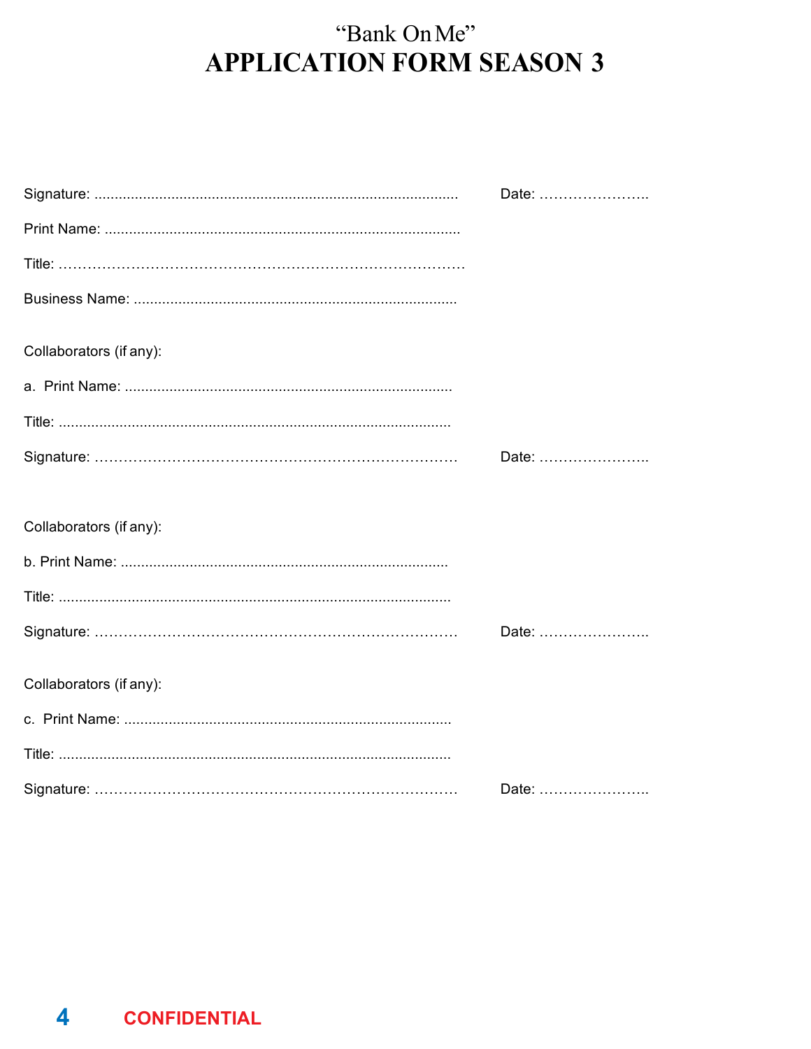# "Bank On Me"
# APPLICATION FORM SEASON 3

Signature: ........................................................................................ Date: …………………..

Print Name: .......................................................................................

Title: ……………………………………………………………………

Business Name: ................................................................................

Collaborators (if any):

a. Print Name: .................................................................................

Title: ................................................................................................

Signature: ………………………………………………………………… Date: …………………..

Collaborators (if any):

b. Print Name: .................................................................................

Title: ................................................................................................

Signature: ………………………………………………………………… Date: …………………..

Collaborators (if any):

c. Print Name: .................................................................................

Title: ................................................................................................

Signature: ………………………………………………………………… Date: …………………..

CONFIDENTIAL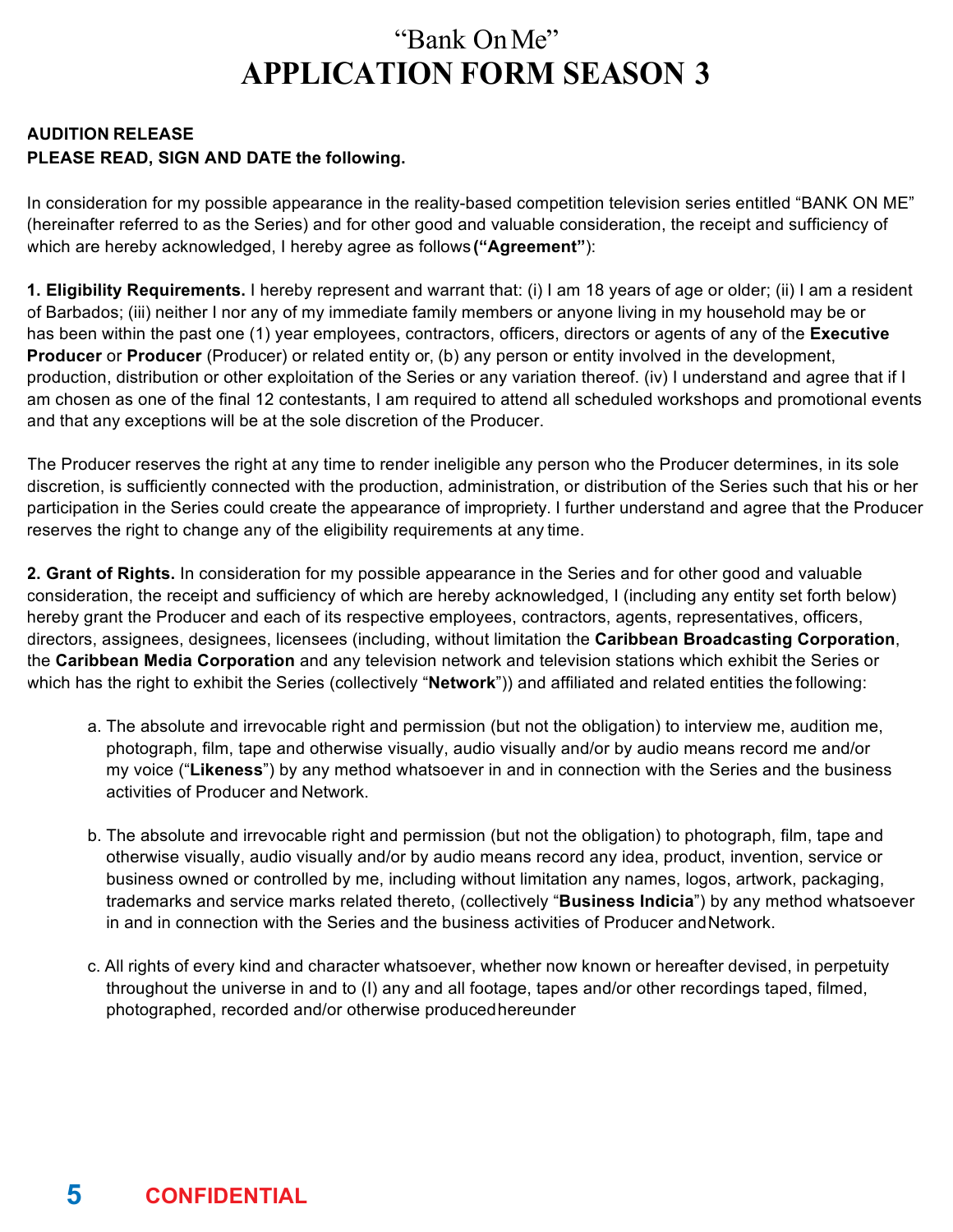# "Bank On Me"
# APPLICATION FORM SEASON 3

**AUDITION RELEASE**
**PLEASE READ, SIGN AND DATE the following.**

In consideration for my possible appearance in the reality-based competition television series entitled "BANK ON ME" (hereinafter referred to as the Series) and for other good and valuable consideration, the receipt and sufficiency of which are hereby acknowledged, I hereby agree as follows **("Agreement")**:

**1. Eligibility Requirements.** I hereby represent and warrant that: (i) I am 18 years of age or older; (ii) I am a resident of Barbados; (iii) neither I nor any of my immediate family members or anyone living in my household may be or has been within the past one (1) year employees, contractors, officers, directors or agents of any of the **Executive Producer** or **Producer** (Producer) or related entity or, (b) any person or entity involved in the development, production, distribution or other exploitation of the Series or any variation thereof. (iv) I understand and agree that if I am chosen as one of the final 12 contestants, I am required to attend all scheduled workshops and promotional events and that any exceptions will be at the sole discretion of the Producer.

The Producer reserves the right at any time to render ineligible any person who the Producer determines, in its sole discretion, is sufficiently connected with the production, administration, or distribution of the Series such that his or her participation in the Series could create the appearance of impropriety. I further understand and agree that the Producer reserves the right to change any of the eligibility requirements at any time.

**2. Grant of Rights.** In consideration for my possible appearance in the Series and for other good and valuable consideration, the receipt and sufficiency of which are hereby acknowledged, I (including any entity set forth below) hereby grant the Producer and each of its respective employees, contractors, agents, representatives, officers, directors, assignees, designees, licensees (including, without limitation the **Caribbean Broadcasting Corporation**, the **Caribbean Media Corporation** and any television network and television stations which exhibit the Series or which has the right to exhibit the Series (collectively "**Network**")) and affiliated and related entities the following:

a. The absolute and irrevocable right and permission (but not the obligation) to interview me, audition me, photograph, film, tape and otherwise visually, audio visually and/or by audio means record me and/or my voice ("**Likeness**") by any method whatsoever in and in connection with the Series and the business activities of Producer and Network.

b. The absolute and irrevocable right and permission (but not the obligation) to photograph, film, tape and otherwise visually, audio visually and/or by audio means record any idea, product, invention, service or business owned or controlled by me, including without limitation any names, logos, artwork, packaging, trademarks and service marks related thereto, (collectively "**Business Indicia**") by any method whatsoever in and in connection with the Series and the business activities of Producer and Network.

c. All rights of every kind and character whatsoever, whether now known or hereafter devised, in perpetuity throughout the universe in and to (I) any and all footage, tapes and/or other recordings taped, filmed, photographed, recorded and/or otherwise produced hereunder

**CONFIDENTIAL**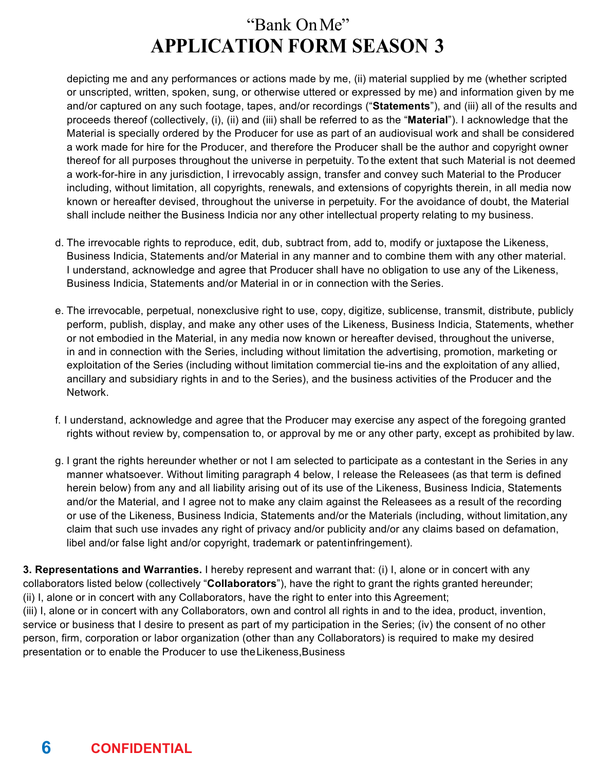depicting me and any performances or actions made by me, (ii) material supplied by me (whether scripted or unscripted, written, spoken, sung, or otherwise uttered or expressed by me) and information given by me and/or captured on any such footage, tapes, and/or recordings ("**Statements**"), and (iii) all of the results and proceeds thereof (collectively, (i), (ii) and (iii) shall be referred to as the "**Material**"). I acknowledge that the Material is specially ordered by the Producer for use as part of an audiovisual work and shall be considered a work made for hire for the Producer, and therefore the Producer shall be the author and copyright owner thereof for all purposes throughout the universe in perpetuity. To the extent that such Material is not deemed a work-for-hire in any jurisdiction, I irrevocably assign, transfer and convey such Material to the Producer including, without limitation, all copyrights, renewals, and extensions of copyrights therein, in all media now known or hereafter devised, throughout the universe in perpetuity. For the avoidance of doubt, the Material shall include neither the Business Indicia nor any other intellectual property relating to my business.

d. The irrevocable rights to reproduce, edit, dub, subtract from, add to, modify or juxtapose the Likeness, Business Indicia, Statements and/or Material in any manner and to combine them with any other material. I understand, acknowledge and agree that Producer shall have no obligation to use any of the Likeness, Business Indicia, Statements and/or Material in or in connection with the Series.

e. The irrevocable, perpetual, nonexclusive right to use, copy, digitize, sublicense, transmit, distribute, publicly perform, publish, display, and make any other uses of the Likeness, Business Indicia, Statements, whether or not embodied in the Material, in any media now known or hereafter devised, throughout the universe, in and in connection with the Series, including without limitation the advertising, promotion, marketing or exploitation of the Series (including without limitation commercial tie-ins and the exploitation of any allied, ancillary and subsidiary rights in and to the Series), and the business activities of the Producer and the Network.

f. I understand, acknowledge and agree that the Producer may exercise any aspect of the foregoing granted rights without review by, compensation to, or approval by me or any other party, except as prohibited by law.

g. I grant the rights hereunder whether or not I am selected to participate as a contestant in the Series in any manner whatsoever. Without limiting paragraph 4 below, I release the Releasees (as that term is defined herein below) from any and all liability arising out of its use of the Likeness, Business Indicia, Statements and/or the Material, and I agree not to make any claim against the Releasees as a result of the recording or use of the Likeness, Business Indicia, Statements and/or the Materials (including, without limitation, any claim that such use invades any right of privacy and/or publicity and/or any claims based on defamation, libel and/or false light and/or copyright, trademark or patent infringement).

**3. Representations and Warranties.** I hereby represent and warrant that: (i) I, alone or in concert with any collaborators listed below (collectively "**Collaborators**"), have the right to grant the rights granted hereunder; (ii) I, alone or in concert with any Collaborators, have the right to enter into this Agreement; (iii) I, alone or in concert with any Collaborators, own and control all rights in and to the idea, product, invention, service or business that I desire to present as part of my participation in the Series; (iv) the consent of no other person, firm, corporation or labor organization (other than any Collaborators) is required to make my desired presentation or to enable the Producer to use the Likeness, Business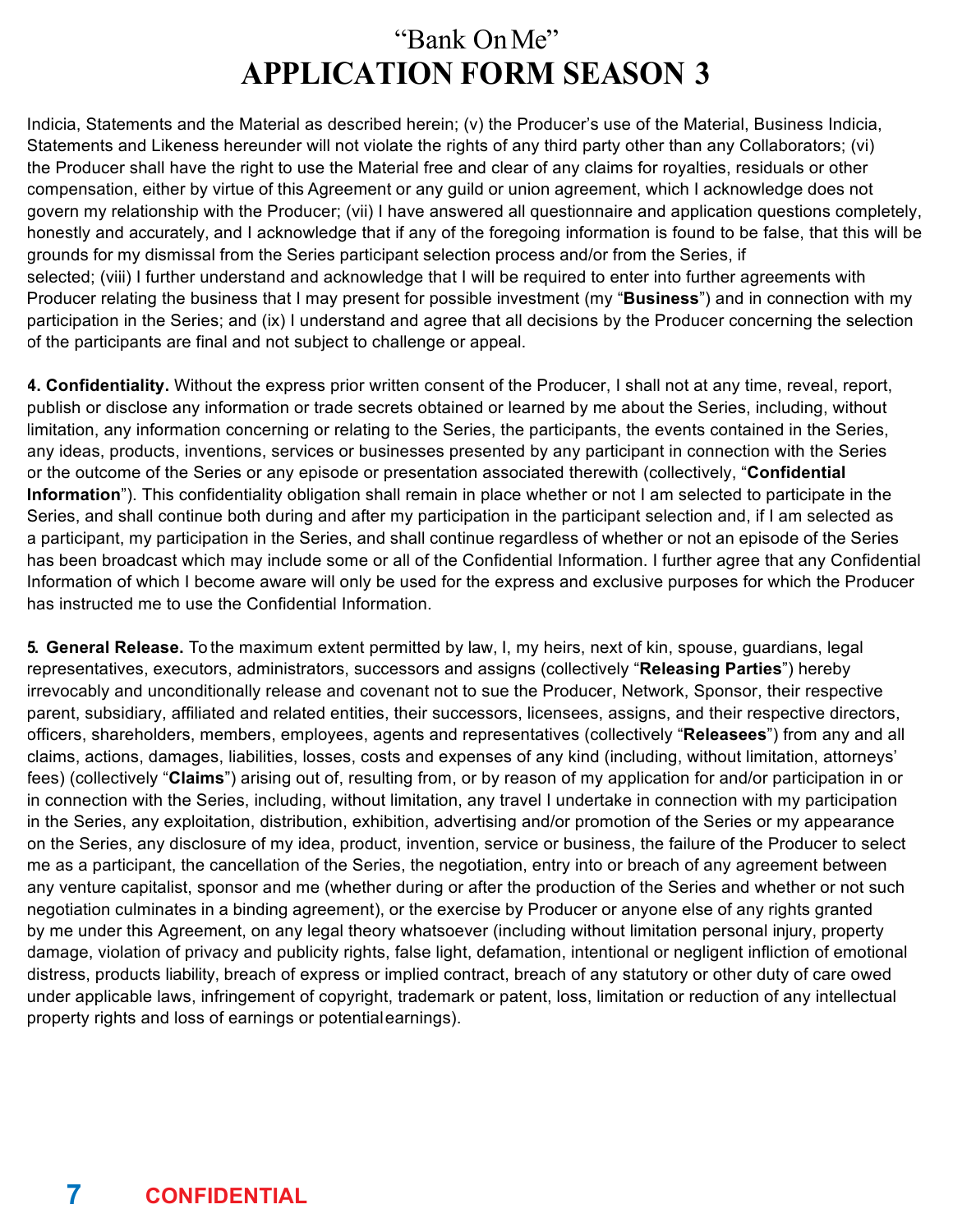Indicia, Statements and the Material as described herein; (v) the Producer's use of the Material, Business Indicia, Statements and Likeness hereunder will not violate the rights of any third party other than any Collaborators; (vi) the Producer shall have the right to use the Material free and clear of any claims for royalties, residuals or other compensation, either by virtue of this Agreement or any guild or union agreement, which I acknowledge does not govern my relationship with the Producer; (vii) I have answered all questionnaire and application questions completely, honestly and accurately, and I acknowledge that if any of the foregoing information is found to be false, that this will be grounds for my dismissal from the Series participant selection process and/or from the Series, if selected; (viii) I further understand and acknowledge that I will be required to enter into further agreements with Producer relating the business that I may present for possible investment (my "**Business**") and in connection with my participation in the Series; and (ix) I understand and agree that all decisions by the Producer concerning the selection of the participants are final and not subject to challenge or appeal.

**4. Confidentiality.** Without the express prior written consent of the Producer, I shall not at any time, reveal, report, publish or disclose any information or trade secrets obtained or learned by me about the Series, including, without limitation, any information concerning or relating to the Series, the participants, the events contained in the Series, any ideas, products, inventions, services or businesses presented by any participant in connection with the Series or the outcome of the Series or any episode or presentation associated therewith (collectively, "**Confidential Information**"). This confidentiality obligation shall remain in place whether or not I am selected to participate in the Series, and shall continue both during and after my participation in the participant selection and, if I am selected as a participant, my participation in the Series, and shall continue regardless of whether or not an episode of the Series has been broadcast which may include some or all of the Confidential Information. I further agree that any Confidential Information of which I become aware will only be used for the express and exclusive purposes for which the Producer has instructed me to use the Confidential Information.

**5. General Release.** To the maximum extent permitted by law, I, my heirs, next of kin, spouse, guardians, legal representatives, executors, administrators, successors and assigns (collectively "**Releasing Parties**") hereby irrevocably and unconditionally release and covenant not to sue the Producer, Network, Sponsor, their respective parent, subsidiary, affiliated and related entities, their successors, licensees, assigns, and their respective directors, officers, shareholders, members, employees, agents and representatives (collectively "**Releasees**") from any and all claims, actions, damages, liabilities, losses, costs and expenses of any kind (including, without limitation, attorneys' fees) (collectively "**Claims**") arising out of, resulting from, or by reason of my application for and/or participation in or in connection with the Series, including, without limitation, any travel I undertake in connection with my participation in the Series, any exploitation, distribution, exhibition, advertising and/or promotion of the Series or my appearance on the Series, any disclosure of my idea, product, invention, service or business, the failure of the Producer to select me as a participant, the cancellation of the Series, the negotiation, entry into or breach of any agreement between any venture capitalist, sponsor and me (whether during or after the production of the Series and whether or not such negotiation culminates in a binding agreement), or the exercise by Producer or anyone else of any rights granted by me under this Agreement, on any legal theory whatsoever (including without limitation personal injury, property damage, violation of privacy and publicity rights, false light, defamation, intentional or negligent infliction of emotional distress, products liability, breach of express or implied contract, breach of any statutory or other duty of care owed under applicable laws, infringement of copyright, trademark or patent, loss, limitation or reduction of any intellectual property rights and loss of earnings or potential earnings).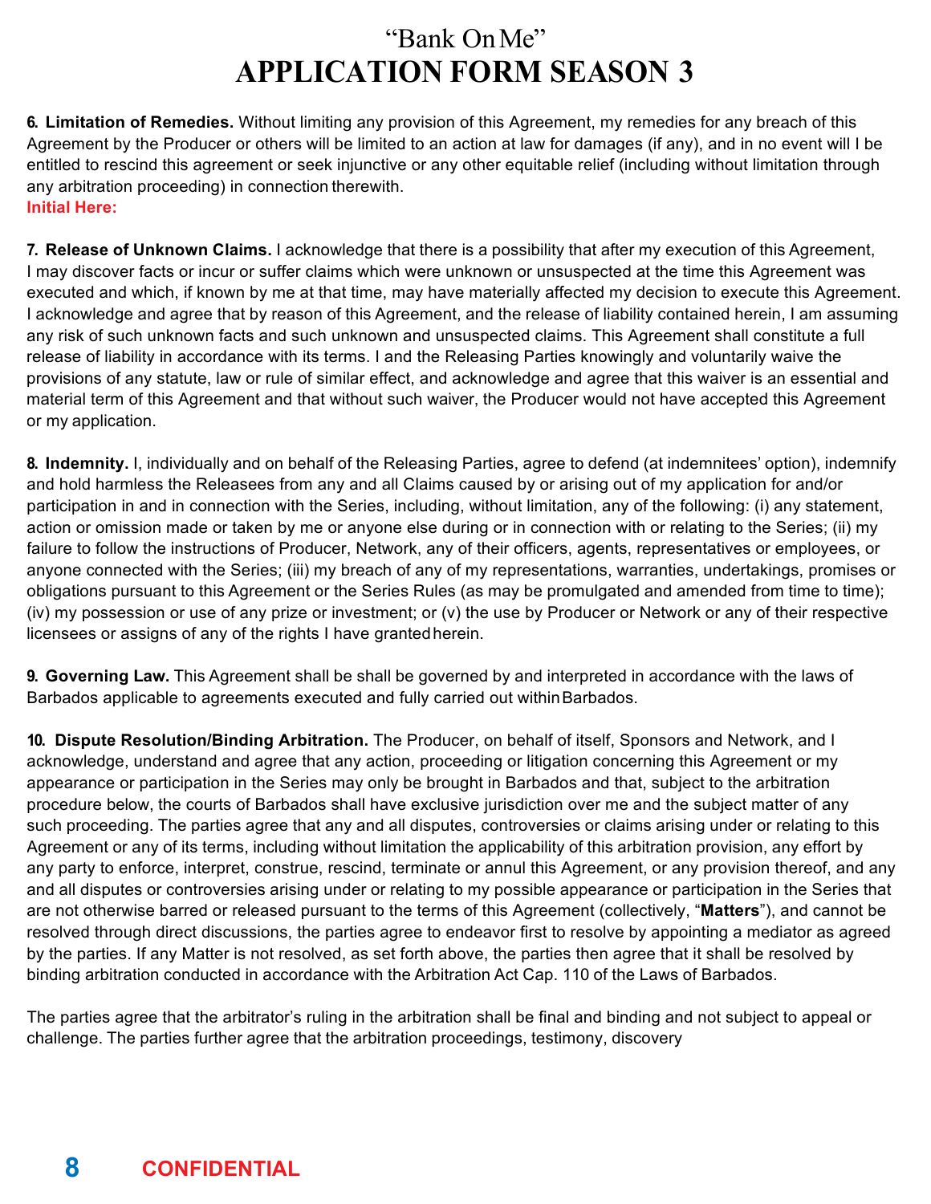**6. Limitation of Remedies.** Without limiting any provision of this Agreement, my remedies for any breach of this Agreement by the Producer or others will be limited to an action at law for damages (if any), and in no event will I be entitled to rescind this agreement or seek injunctive or any other equitable relief (including without limitation through any arbitration proceeding) in connection therewith.
**Initial Here:**

**7. Release of Unknown Claims.** I acknowledge that there is a possibility that after my execution of this Agreement, I may discover facts or incur or suffer claims which were unknown or unsuspected at the time this Agreement was executed and which, if known by me at that time, may have materially affected my decision to execute this Agreement. I acknowledge and agree that by reason of this Agreement, and the release of liability contained herein, I am assuming any risk of such unknown facts and such unknown and unsuspected claims. This Agreement shall constitute a full release of liability in accordance with its terms. I and the Releasing Parties knowingly and voluntarily waive the provisions of any statute, law or rule of similar effect, and acknowledge and agree that this waiver is an essential and material term of this Agreement and that without such waiver, the Producer would not have accepted this Agreement or my application.

**8. Indemnity.** I, individually and on behalf of the Releasing Parties, agree to defend (at indemnitees' option), indemnify and hold harmless the Releasees from any and all Claims caused by or arising out of my application for and/or participation in and in connection with the Series, including, without limitation, any of the following: (i) any statement, action or omission made or taken by me or anyone else during or in connection with or relating to the Series; (ii) my failure to follow the instructions of Producer, Network, any of their officers, agents, representatives or employees, or anyone connected with the Series; (iii) my breach of any of my representations, warranties, undertakings, promises or obligations pursuant to this Agreement or the Series Rules (as may be promulgated and amended from time to time); (iv) my possession or use of any prize or investment; or (v) the use by Producer or Network or any of their respective licensees or assigns of any of the rights I have granted herein.

**9. Governing Law.** This Agreement shall be shall be governed by and interpreted in accordance with the laws of Barbados applicable to agreements executed and fully carried out within Barbados.

**10. Dispute Resolution/Binding Arbitration.** The Producer, on behalf of itself, Sponsors and Network, and I acknowledge, understand and agree that any action, proceeding or litigation concerning this Agreement or my appearance or participation in the Series may only be brought in Barbados and that, subject to the arbitration procedure below, the courts of Barbados shall have exclusive jurisdiction over me and the subject matter of any such proceeding. The parties agree that any and all disputes, controversies or claims arising under or relating to this Agreement or any of its terms, including without limitation the applicability of this arbitration provision, any effort by any party to enforce, interpret, construe, rescind, terminate or annul this Agreement, or any provision thereof, and any and all disputes or controversies arising under or relating to my possible appearance or participation in the Series that are not otherwise barred or released pursuant to the terms of this Agreement (collectively, "**Matters**"), and cannot be resolved through direct discussions, the parties agree to endeavor first to resolve by appointing a mediator as agreed by the parties. If any Matter is not resolved, as set forth above, the parties then agree that it shall be resolved by binding arbitration conducted in accordance with the Arbitration Act Cap. 110 of the Laws of Barbados.

The parties agree that the arbitrator's ruling in the arbitration shall be final and binding and not subject to appeal or challenge. The parties further agree that the arbitration proceedings, testimony, discovery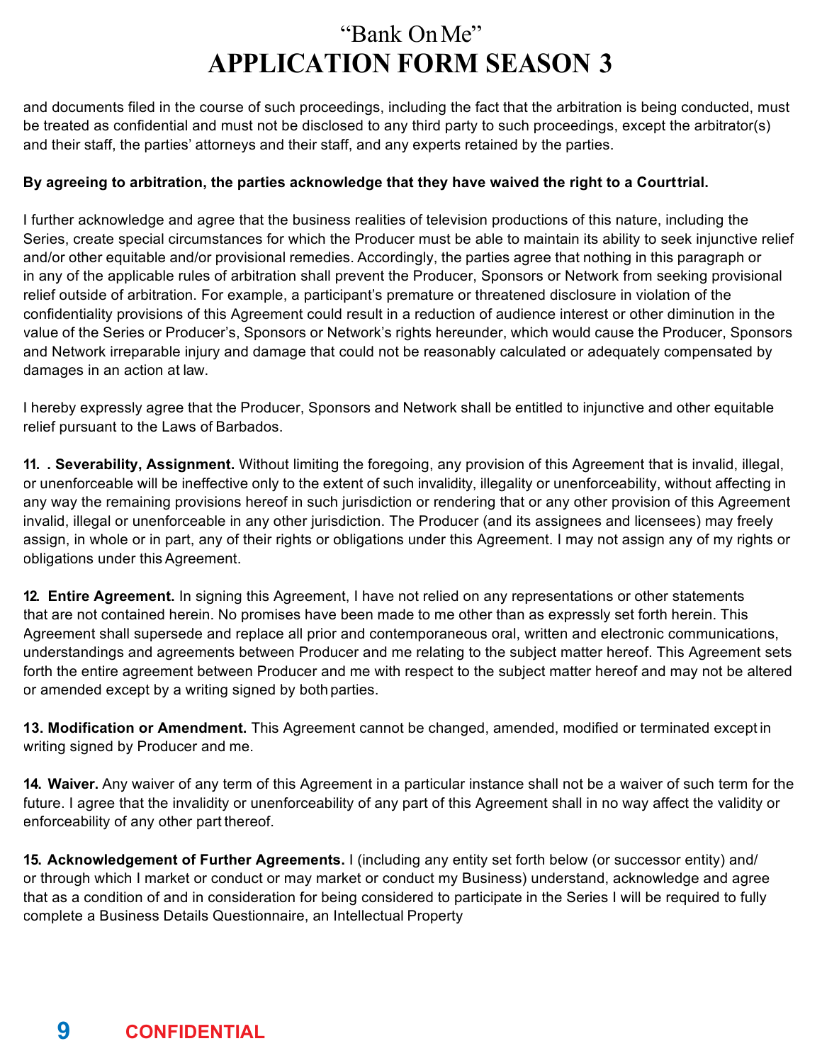and documents filed in the course of such proceedings, including the fact that the arbitration is being conducted, must be treated as confidential and must not be disclosed to any third party to such proceedings, except the arbitrator(s) and their staff, the parties' attorneys and their staff, and any experts retained by the parties.

**By agreeing to arbitration, the parties acknowledge that they have waived the right to a Court trial.**

I further acknowledge and agree that the business realities of television productions of this nature, including the Series, create special circumstances for which the Producer must be able to maintain its ability to seek injunctive relief and/or other equitable and/or provisional remedies. Accordingly, the parties agree that nothing in this paragraph or in any of the applicable rules of arbitration shall prevent the Producer, Sponsors or Network from seeking provisional relief outside of arbitration. For example, a participant's premature or threatened disclosure in violation of the confidentiality provisions of this Agreement could result in a reduction of audience interest or other diminution in the value of the Series or Producer's, Sponsors or Network's rights hereunder, which would cause the Producer, Sponsors and Network irreparable injury and damage that could not be reasonably calculated or adequately compensated by damages in an action at law.

I hereby expressly agree that the Producer, Sponsors and Network shall be entitled to injunctive and other equitable relief pursuant to the Laws of Barbados.

**11. . Severability, Assignment.** Without limiting the foregoing, any provision of this Agreement that is invalid, illegal, or unenforceable will be ineffective only to the extent of such invalidity, illegality or unenforceability, without affecting in any way the remaining provisions hereof in such jurisdiction or rendering that or any other provision of this Agreement invalid, illegal or unenforceable in any other jurisdiction. The Producer (and its assignees and licensees) may freely assign, in whole or in part, any of their rights or obligations under this Agreement. I may not assign any of my rights or obligations under this Agreement.

**12. Entire Agreement.** In signing this Agreement, I have not relied on any representations or other statements that are not contained herein. No promises have been made to me other than as expressly set forth herein. This Agreement shall supersede and replace all prior and contemporaneous oral, written and electronic communications, understandings and agreements between Producer and me relating to the subject matter hereof. This Agreement sets forth the entire agreement between Producer and me with respect to the subject matter hereof and may not be altered or amended except by a writing signed by both parties.

**13. Modification or Amendment.** This Agreement cannot be changed, amended, modified or terminated except in writing signed by Producer and me.

**14. Waiver.** Any waiver of any term of this Agreement in a particular instance shall not be a waiver of such term for the future. I agree that the invalidity or unenforceability of any part of this Agreement shall in no way affect the validity or enforceability of any other part thereof.

**15. Acknowledgement of Further Agreements.** I (including any entity set forth below (or successor entity) and/or through which I market or conduct or may market or conduct my Business) understand, acknowledge and agree that as a condition of and in consideration for being considered to participate in the Series I will be required to fully complete a Business Details Questionnaire, an Intellectual Property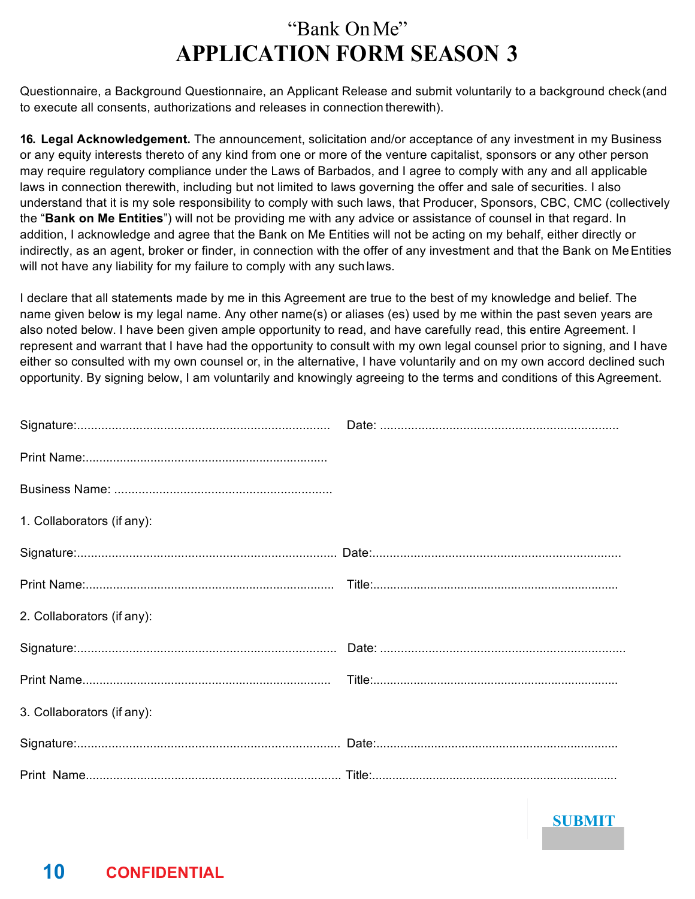# "Bank On Me"
# APPLICATION FORM SEASON 3

Questionnaire, a Background Questionnaire, an Applicant Release and submit voluntarily to a background check (and to execute all consents, authorizations and releases in connection therewith).

**16. Legal Acknowledgement.** The announcement, solicitation and/or acceptance of any investment in my Business or any equity interests thereto of any kind from one or more of the venture capitalist, sponsors or any other person may require regulatory compliance under the Laws of Barbados, and I agree to comply with any and all applicable laws in connection therewith, including but not limited to laws governing the offer and sale of securities. I also understand that it is my sole responsibility to comply with such laws, that Producer, Sponsors, CBC, CMC (collectively the "**Bank on Me Entities**") will not be providing me with any advice or assistance of counsel in that regard. In addition, I acknowledge and agree that the Bank on Me Entities will not be acting on my behalf, either directly or indirectly, as an agent, broker or finder, in connection with the offer of any investment and that the Bank on Me Entities will not have any liability for my failure to comply with any such laws.

I declare that all statements made by me in this Agreement are true to the best of my knowledge and belief. The name given below is my legal name. Any other name(s) or aliases (es) used by me within the past seven years are also noted below. I have been given ample opportunity to read, and have carefully read, this entire Agreement. I represent and warrant that I have had the opportunity to consult with my own legal counsel prior to signing, and I have either so consulted with my own counsel or, in the alternative, I have voluntarily and on my own accord declined such opportunity. By signing below, I am voluntarily and knowingly agreeing to the terms and conditions of this Agreement.

Signature:.......................................................................... Date: .....................................................................

Print Name:.......................................................................

Business Name: ................................................................

1. Collaborators (if any):

Signature:........................................................................... Date:........................................................................

Print Name:......................................................................... Title:........................................................................

2. Collaborators (if any):

Signature:........................................................................... Date: ........................................................................

Print Name......................................................................... Title:........................................................................

3. Collaborators (if any):

Signature:............................................................................ Date:.......................................................................

Print Name.......................................................................... Title:.......................................................................

SUBMIT

CONFIDENTIAL